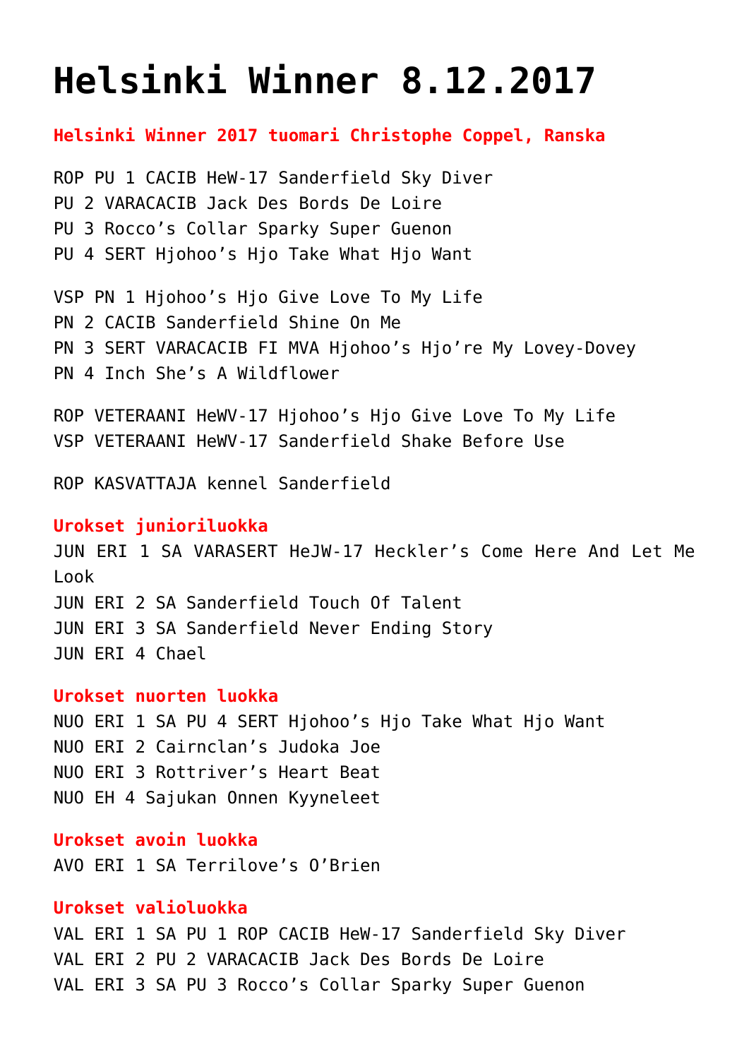# Helsinki Winner 8.12.2017

**Helsinki Winner 2017 tuomari Christophe Coppel, Ranska**

ROP PU 1 CACIB HeW-17 Sanderfield Sky Diver
PU 2 VARACACIB Jack Des Bords De Loire
PU 3 Rocco's Collar Sparky Super Guenon
PU 4 SERT Hjohoo's Hjo Take What Hjo Want

VSP PN 1 Hjohoo's Hjo Give Love To My Life
PN 2 CACIB Sanderfield Shine On Me
PN 3 SERT VARACACIB FI MVA Hjohoo's Hjo're My Lovey-Dovey
PN 4 Inch She's A Wildflower

ROP VETERAANI HeWV-17 Hjohoo's Hjo Give Love To My Life
VSP VETERAANI HeWV-17 Sanderfield Shake Before Use

ROP KASVATTAJA kennel Sanderfield

**Urokset junioriluokka**

JUN ERI 1 SA VARASERT HeJW-17 Heckler's Come Here And Let Me Look
JUN ERI 2 SA Sanderfield Touch Of Talent
JUN ERI 3 SA Sanderfield Never Ending Story
JUN ERI 4 Chael

**Urokset nuorten luokka**

NUO ERI 1 SA PU 4 SERT Hjohoo's Hjo Take What Hjo Want
NUO ERI 2 Cairnclan's Judoka Joe
NUO ERI 3 Rottriver's Heart Beat
NUO EH 4 Sajukan Onnen Kyyneleet

**Urokset avoin luokka**

AVO ERI 1 SA Terrilove's O'Brien

**Urokset valioluokka**

VAL ERI 1 SA PU 1 ROP CACIB HeW-17 Sanderfield Sky Diver
VAL ERI 2 PU 2 VARACACIB Jack Des Bords De Loire
VAL ERI 3 SA PU 3 Rocco's Collar Sparky Super Guenon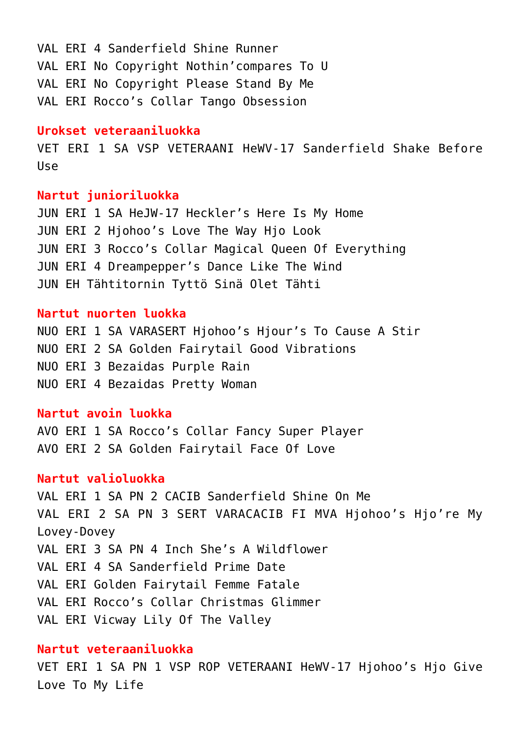VAL ERI 4 Sanderfield Shine Runner
VAL ERI No Copyright Nothin'compares To U
VAL ERI No Copyright Please Stand By Me
VAL ERI Rocco's Collar Tango Obsession

**Urokset veteraaniluokka**

VET ERI 1 SA VSP VETERAANI HeWV-17 Sanderfield Shake Before Use

**Nartut junioriluokka**

JUN ERI 1 SA HeJW-17 Heckler's Here Is My Home
JUN ERI 2 Hjohoo's Love The Way Hjo Look
JUN ERI 3 Rocco's Collar Magical Queen Of Everything
JUN ERI 4 Dreampepper's Dance Like The Wind
JUN EH Tähtitornin Tyttö Sinä Olet Tähti

**Nartut nuorten luokka**

NUO ERI 1 SA VARASERT Hjohoo's Hjour's To Cause A Stir
NUO ERI 2 SA Golden Fairytail Good Vibrations
NUO ERI 3 Bezaidas Purple Rain
NUO ERI 4 Bezaidas Pretty Woman

**Nartut avoin luokka**

AVO ERI 1 SA Rocco's Collar Fancy Super Player
AVO ERI 2 SA Golden Fairytail Face Of Love

**Nartut valioluokka**

VAL ERI 1 SA PN 2 CACIB Sanderfield Shine On Me
VAL ERI 2 SA PN 3 SERT VARACACIB FI MVA Hjohoo's Hjo're My Lovey-Dovey
VAL ERI 3 SA PN 4 Inch She's A Wildflower
VAL ERI 4 SA Sanderfield Prime Date
VAL ERI Golden Fairytail Femme Fatale
VAL ERI Rocco's Collar Christmas Glimmer
VAL ERI Vicway Lily Of The Valley

**Nartut veteraaniluokka**

VET ERI 1 SA PN 1 VSP ROP VETERAANI HeWV-17 Hjohoo's Hjo Give Love To My Life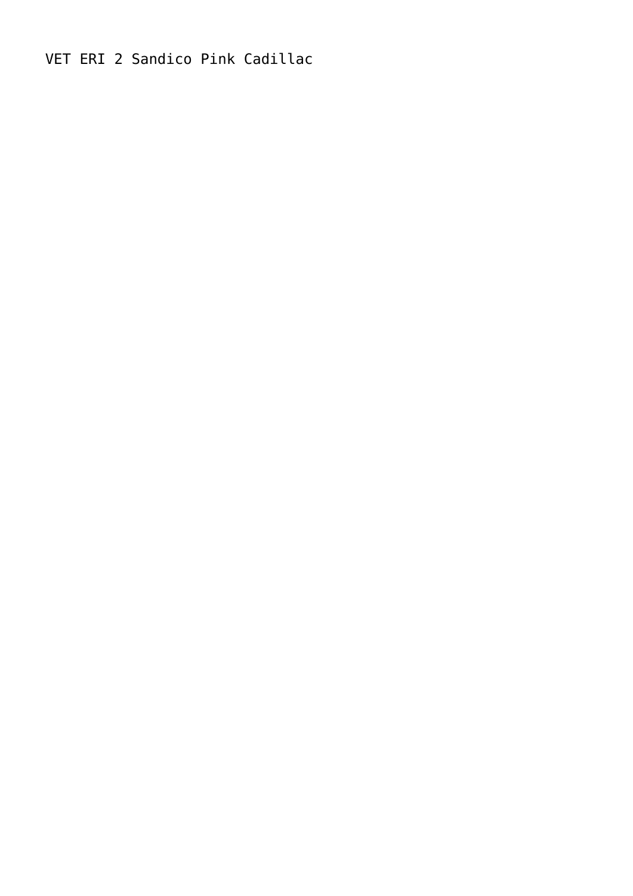VET ERI 2 Sandico Pink Cadillac